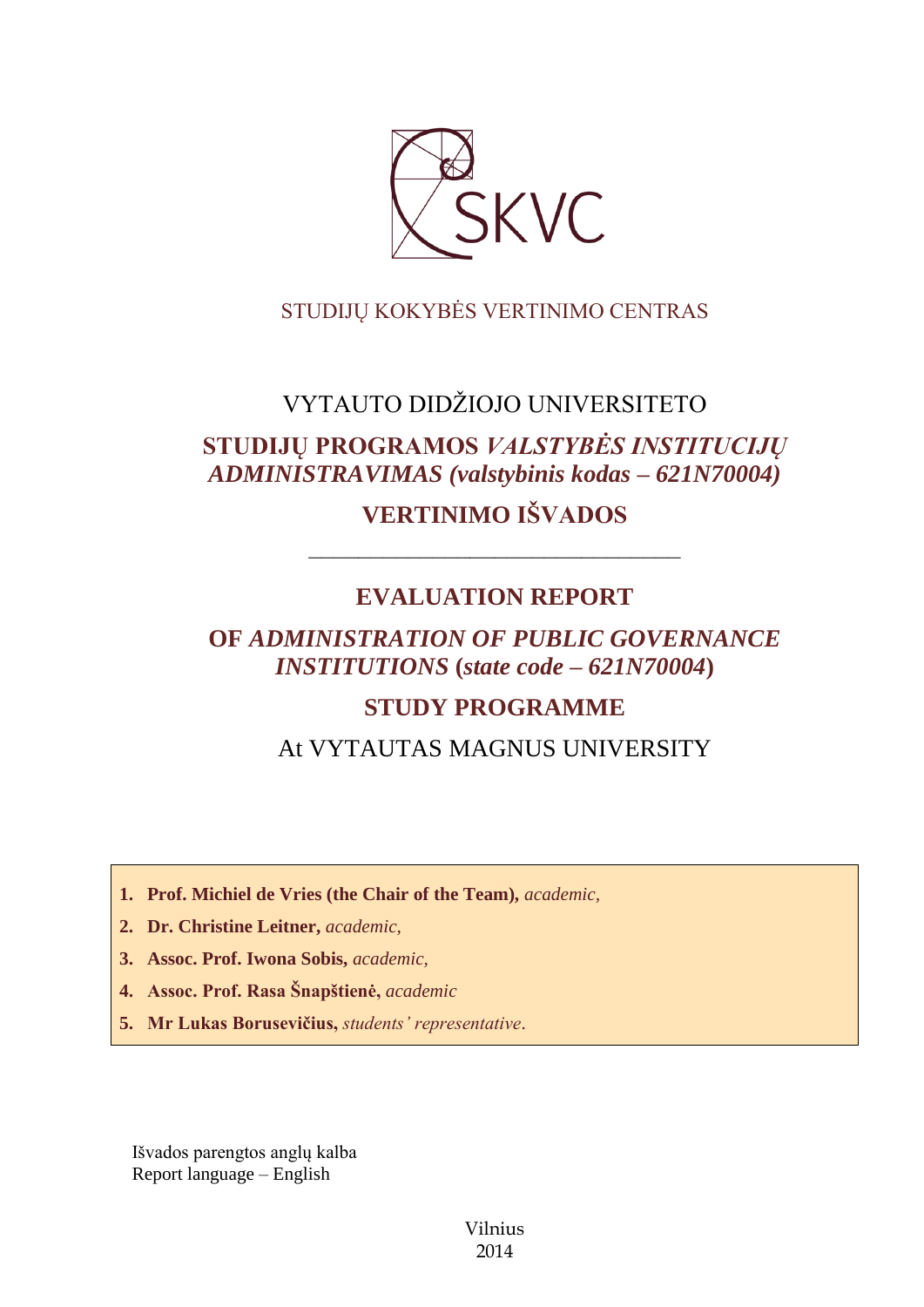SKVC

STUDIJŲ KOKYBĖS VERTINIMO CENTRAS

VYTAUTO DIDŽIOJO UNIVERSITETO

**STUDIJŲ PROGRAMOS *VALSTYBĖS INSTITUCIJŲ ADMINISTRAVIMAS (valstybinis kodas – 621N70004)***

**VERTINIMO IŠVADOS**

---

# EVALUATION REPORT

**OF *ADMINISTRATION OF PUBLIC GOVERNANCE INSTITUTIONS* (*state code – 621N70004*)**

**STUDY PROGRAMME**

At VYTAUTAS MAGNUS UNIVERSITY

1. **Prof. Michiel de Vries (the Chair of the Team),** *academic,*
2. **Dr. Christine Leitner,** *academic,*
3. **Assoc. Prof. Iwona Sobis,** *academic,*
4. **Assoc. Prof. Rasa Šnapštienė,** *academic*
5. **Mr Lukas Borusevičius,** *students' representative*.

Išvados parengtos anglų kalba
Report language – English

Vilnius
2014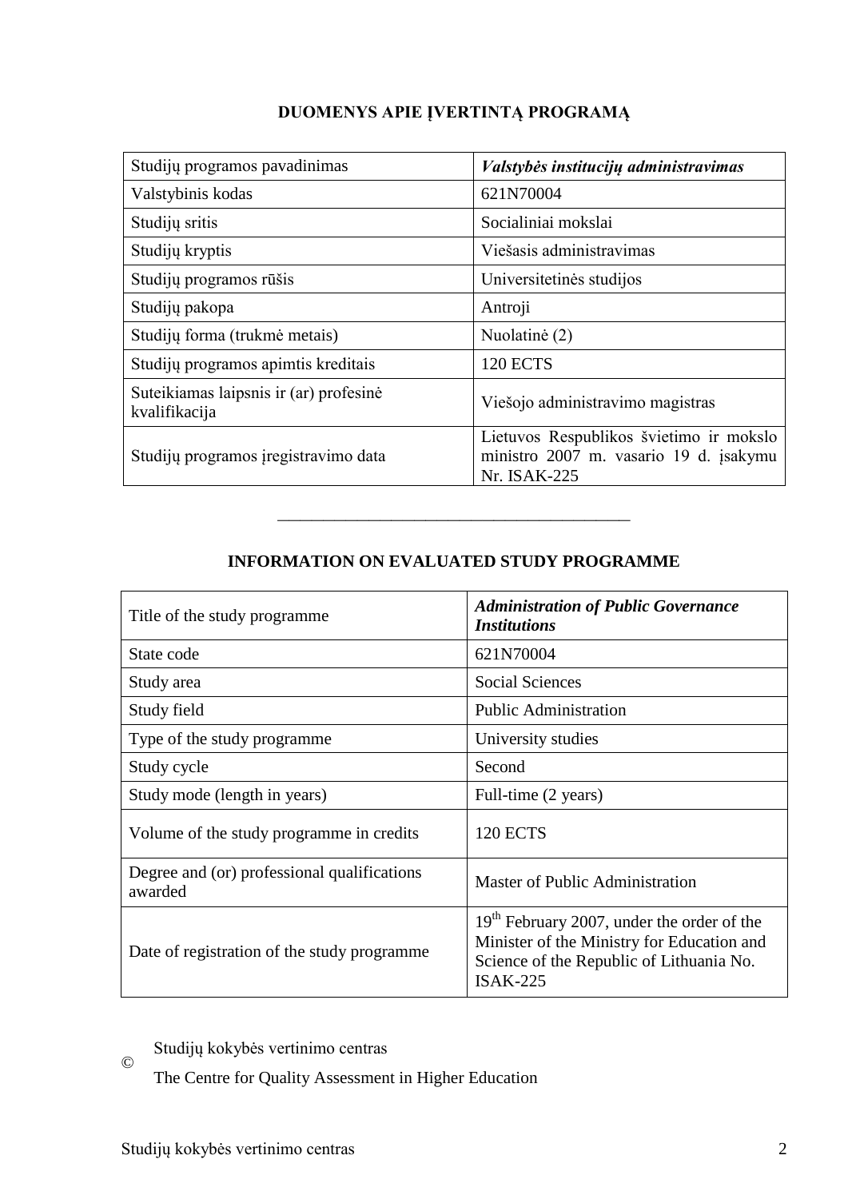## DUOMENYS APIE ĮVERTINTĄ PROGRAMĄ

| Studijų programos pavadinimas | ***Valstybės institucijų administravimas*** |
|---|---|
| Valstybinis kodas | 621N70004 |
| Studijų sritis | Socialiniai mokslai |
| Studijų kryptis | Viešasis administravimas |
| Studijų programos rūšis | Universitetinės studijos |
| Studijų pakopa | Antroji |
| Studijų forma (trukmė metais) | Nuolatinė (2) |
| Studijų programos apimtis kreditais | 120 ECTS |
| Suteikiamas laipsnis ir (ar) profesinė kvalifikacija | Viešojo administravimo magistras |
| Studijų programos įregistravimo data | Lietuvos Respublikos švietimo ir mokslo ministro 2007 m. vasario 19 d. įsakymu Nr. ISAK-225 |

———————————————————————

## INFORMATION ON EVALUATED STUDY PROGRAMME

| Title of the study programme | ***Administration of Public Governance Institutions*** |
|---|---|
| State code | 621N70004 |
| Study area | Social Sciences |
| Study field | Public Administration |
| Type of the study programme | University studies |
| Study cycle | Second |
| Study mode (length in years) | Full-time (2 years) |
| Volume of the study programme in credits | 120 ECTS |
| Degree and (or) professional qualifications awarded | Master of Public Administration |
| Date of registration of the study programme | 19th February 2007, under the order of the Minister of the Ministry for Education and Science of the Republic of Lithuania No. ISAK-225 |

© Studijų kokybės vertinimo centras

The Centre for Quality Assessment in Higher Education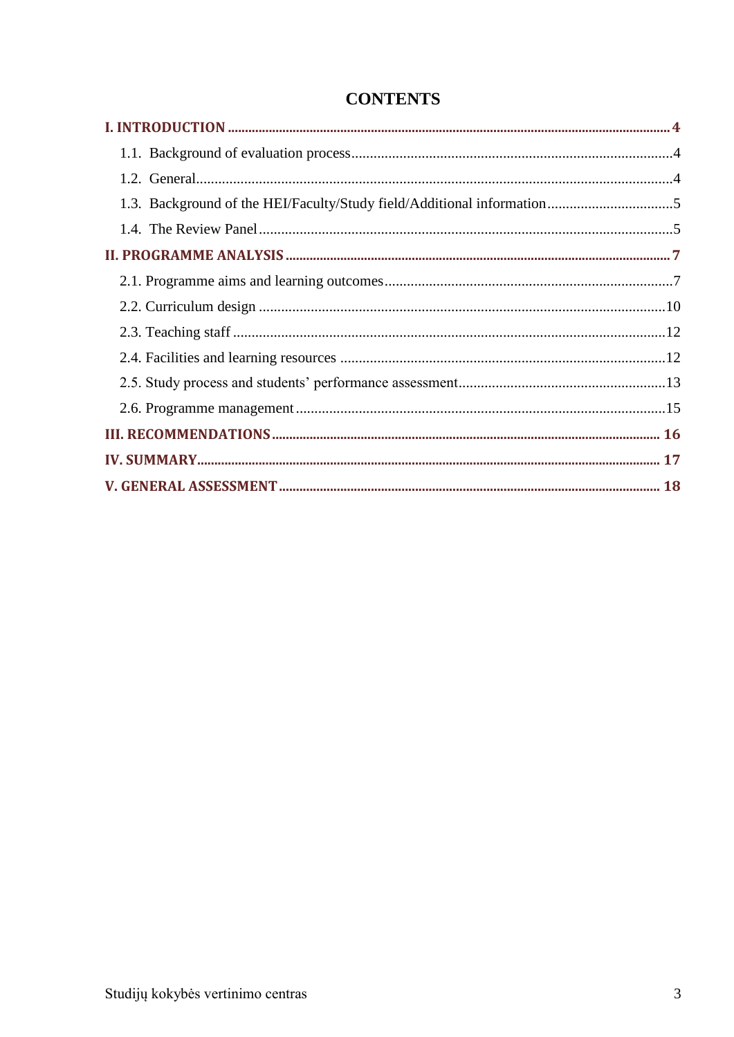# CONTENTS

**I. INTRODUCTION** ........................................................................................ **4**

1.1. Background of evaluation process ........................................................................4

1.2. General ........................................................................................................4

1.3. Background of the HEI/Faculty/Study field/Additional information ..................................5

1.4. The Review Panel ..............................................................................................5

**II. PROGRAMME ANALYSIS** ................................................................................ **7**

2.1. Programme aims and learning outcomes ..................................................................7

2.2. Curriculum design ..............................................................................................10

2.3. Teaching staff .....................................................................................................12

2.4. Facilities and learning resources ............................................................................12

2.5. Study process and students' performance assessment ..................................................13

2.6. Programme management .......................................................................................15

**III. RECOMMENDATIONS** .................................................................................. **16**

**IV. SUMMARY** ......................................................................................................... **17**

**V. GENERAL ASSESSMENT** ................................................................................ **18**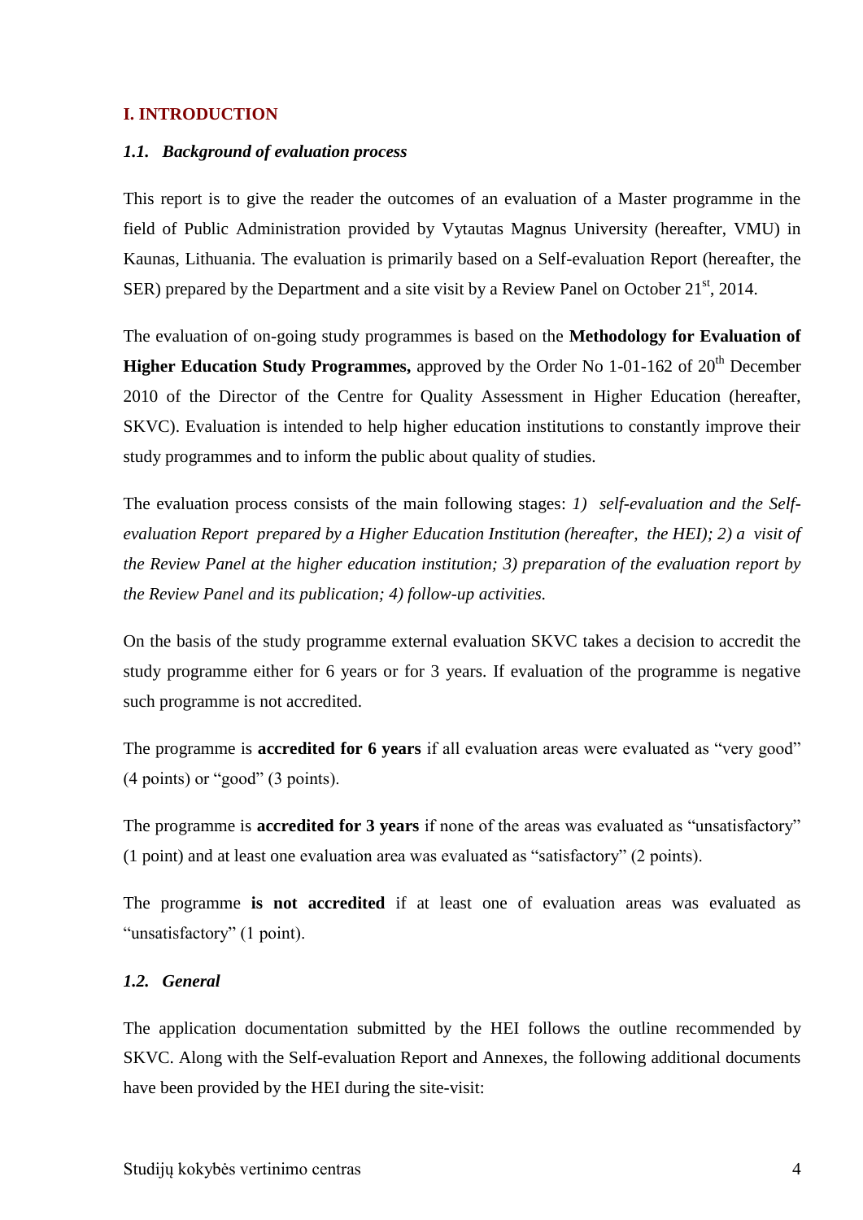## I. INTRODUCTION

### *1.1. Background of evaluation process*

This report is to give the reader the outcomes of an evaluation of a Master programme in the field of Public Administration provided by Vytautas Magnus University (hereafter, VMU) in Kaunas, Lithuania. The evaluation is primarily based on a Self-evaluation Report (hereafter, the SER) prepared by the Department and a site visit by a Review Panel on October 21st, 2014.

The evaluation of on-going study programmes is based on the **Methodology for Evaluation of Higher Education Study Programmes,** approved by the Order No 1-01-162 of 20th December 2010 of the Director of the Centre for Quality Assessment in Higher Education (hereafter, SKVC). Evaluation is intended to help higher education institutions to constantly improve their study programmes and to inform the public about quality of studies.

The evaluation process consists of the main following stages: *1) self-evaluation and the Self-evaluation Report prepared by a Higher Education Institution (hereafter, the HEI); 2) a visit of the Review Panel at the higher education institution; 3) preparation of the evaluation report by the Review Panel and its publication; 4) follow-up activities.*

On the basis of the study programme external evaluation SKVC takes a decision to accredit the study programme either for 6 years or for 3 years. If evaluation of the programme is negative such programme is not accredited.

The programme is **accredited for 6 years** if all evaluation areas were evaluated as "very good" (4 points) or "good" (3 points).

The programme is **accredited for 3 years** if none of the areas was evaluated as "unsatisfactory" (1 point) and at least one evaluation area was evaluated as "satisfactory" (2 points).

The programme **is not accredited** if at least one of evaluation areas was evaluated as "unsatisfactory" (1 point).

### *1.2. General*

The application documentation submitted by the HEI follows the outline recommended by SKVC. Along with the Self-evaluation Report and Annexes, the following additional documents have been provided by the HEI during the site-visit: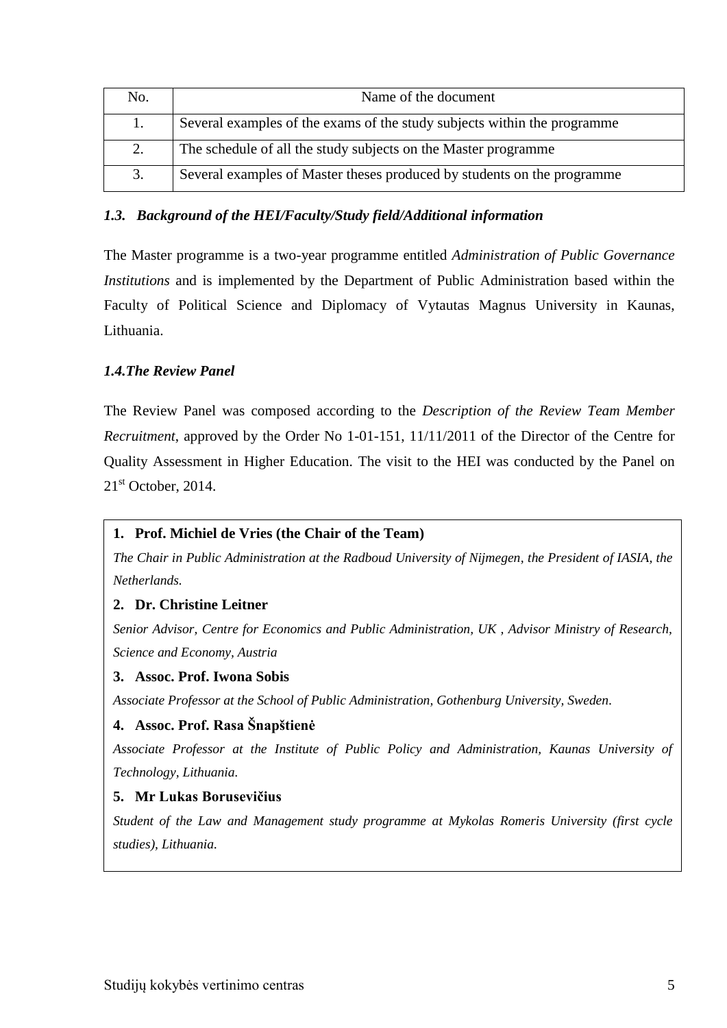| No. | Name of the document |
|---|---|
| 1. | Several examples of the exams of the study subjects within the programme |
| 2. | The schedule of all the study subjects on the Master programme |
| 3. | Several examples of Master theses produced by students on the programme |

### *1.3. Background of the HEI/Faculty/Study field/Additional information*

The Master programme is a two-year programme entitled *Administration of Public Governance Institutions* and is implemented by the Department of Public Administration based within the Faculty of Political Science and Diplomacy of Vytautas Magnus University in Kaunas, Lithuania.

### *1.4.The Review Panel*

The Review Panel was composed according to the *Description of the Review Team Member Recruitment*, approved by the Order No 1-01-151, 11/11/2011 of the Director of the Centre for Quality Assessment in Higher Education. The visit to the HEI was conducted by the Panel on 21st October, 2014.

1. **Prof. Michiel de Vries (the Chair of the Team)**
   *The Chair in Public Administration at the Radboud University of Nijmegen, the President of IASIA, the Netherlands.*
2. **Dr. Christine Leitner**
   *Senior Advisor, Centre for Economics and Public Administration, UK , Advisor Ministry of Research, Science and Economy, Austria*
3. **Assoc. Prof. Iwona Sobis**
   *Associate Professor at the School of Public Administration, Gothenburg University, Sweden.*
4. **Assoc. Prof. Rasa Šnapštienė**
   *Associate Professor at the Institute of Public Policy and Administration, Kaunas University of Technology, Lithuania.*
5. **Mr Lukas Borusevičius**
   *Student of the Law and Management study programme at Mykolas Romeris University (first cycle studies), Lithuania.*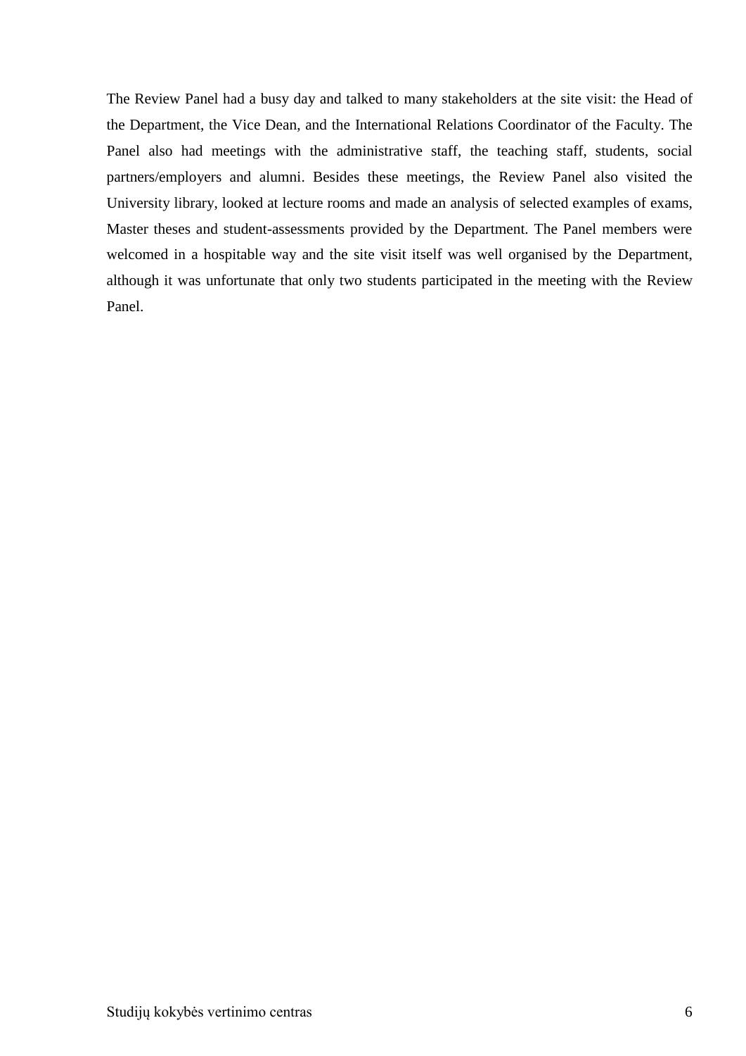The Review Panel had a busy day and talked to many stakeholders at the site visit: the Head of the Department, the Vice Dean, and the International Relations Coordinator of the Faculty. The Panel also had meetings with the administrative staff, the teaching staff, students, social partners/employers and alumni. Besides these meetings, the Review Panel also visited the University library, looked at lecture rooms and made an analysis of selected examples of exams, Master theses and student-assessments provided by the Department. The Panel members were welcomed in a hospitable way and the site visit itself was well organised by the Department, although it was unfortunate that only two students participated in the meeting with the Review Panel.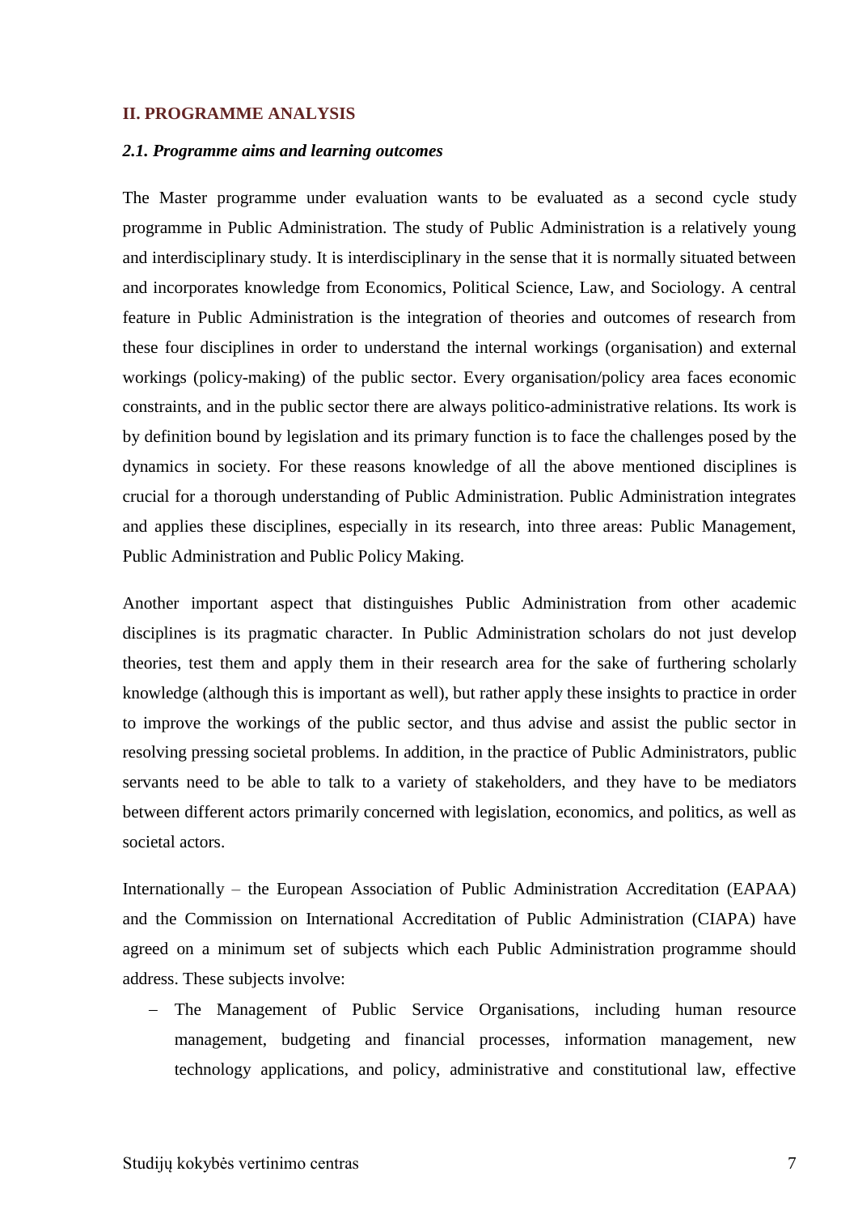## II. PROGRAMME ANALYSIS

### *2.1. Programme aims and learning outcomes*

The Master programme under evaluation wants to be evaluated as a second cycle study programme in Public Administration. The study of Public Administration is a relatively young and interdisciplinary study. It is interdisciplinary in the sense that it is normally situated between and incorporates knowledge from Economics, Political Science, Law, and Sociology. A central feature in Public Administration is the integration of theories and outcomes of research from these four disciplines in order to understand the internal workings (organisation) and external workings (policy-making) of the public sector. Every organisation/policy area faces economic constraints, and in the public sector there are always politico-administrative relations. Its work is by definition bound by legislation and its primary function is to face the challenges posed by the dynamics in society. For these reasons knowledge of all the above mentioned disciplines is crucial for a thorough understanding of Public Administration. Public Administration integrates and applies these disciplines, especially in its research, into three areas: Public Management, Public Administration and Public Policy Making.

Another important aspect that distinguishes Public Administration from other academic disciplines is its pragmatic character. In Public Administration scholars do not just develop theories, test them and apply them in their research area for the sake of furthering scholarly knowledge (although this is important as well), but rather apply these insights to practice in order to improve the workings of the public sector, and thus advise and assist the public sector in resolving pressing societal problems. In addition, in the practice of Public Administrators, public servants need to be able to talk to a variety of stakeholders, and they have to be mediators between different actors primarily concerned with legislation, economics, and politics, as well as societal actors.

Internationally – the European Association of Public Administration Accreditation (EAPAA) and the Commission on International Accreditation of Public Administration (CIAPA) have agreed on a minimum set of subjects which each Public Administration programme should address. These subjects involve:

- The Management of Public Service Organisations, including human resource management, budgeting and financial processes, information management, new technology applications, and policy, administrative and constitutional law, effective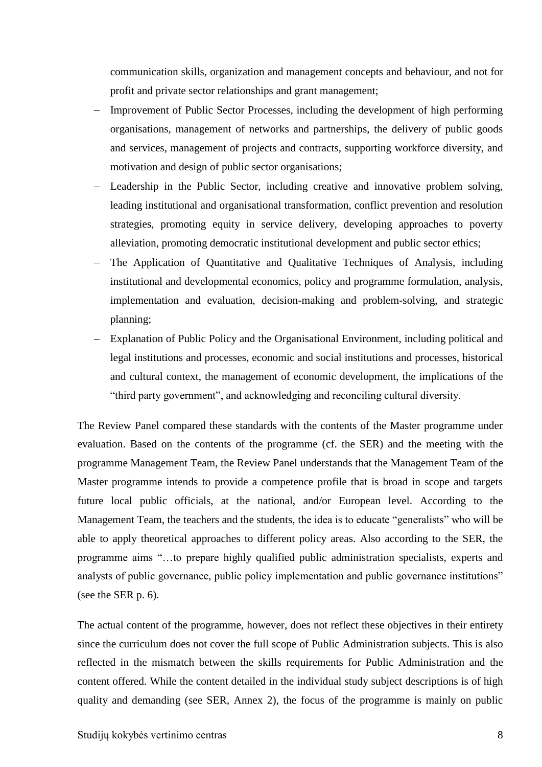communication skills, organization and management concepts and behaviour, and not for profit and private sector relationships and grant management;

- Improvement of Public Sector Processes, including the development of high performing organisations, management of networks and partnerships, the delivery of public goods and services, management of projects and contracts, supporting workforce diversity, and motivation and design of public sector organisations;
- Leadership in the Public Sector, including creative and innovative problem solving, leading institutional and organisational transformation, conflict prevention and resolution strategies, promoting equity in service delivery, developing approaches to poverty alleviation, promoting democratic institutional development and public sector ethics;
- The Application of Quantitative and Qualitative Techniques of Analysis, including institutional and developmental economics, policy and programme formulation, analysis, implementation and evaluation, decision-making and problem-solving, and strategic planning;
- Explanation of Public Policy and the Organisational Environment, including political and legal institutions and processes, economic and social institutions and processes, historical and cultural context, the management of economic development, the implications of the "third party government", and acknowledging and reconciling cultural diversity.

The Review Panel compared these standards with the contents of the Master programme under evaluation. Based on the contents of the programme (cf. the SER) and the meeting with the programme Management Team, the Review Panel understands that the Management Team of the Master programme intends to provide a competence profile that is broad in scope and targets future local public officials, at the national, and/or European level. According to the Management Team, the teachers and the students, the idea is to educate "generalists" who will be able to apply theoretical approaches to different policy areas. Also according to the SER, the programme aims "…to prepare highly qualified public administration specialists, experts and analysts of public governance, public policy implementation and public governance institutions" (see the SER p. 6).

The actual content of the programme, however, does not reflect these objectives in their entirety since the curriculum does not cover the full scope of Public Administration subjects. This is also reflected in the mismatch between the skills requirements for Public Administration and the content offered. While the content detailed in the individual study subject descriptions is of high quality and demanding (see SER, Annex 2), the focus of the programme is mainly on public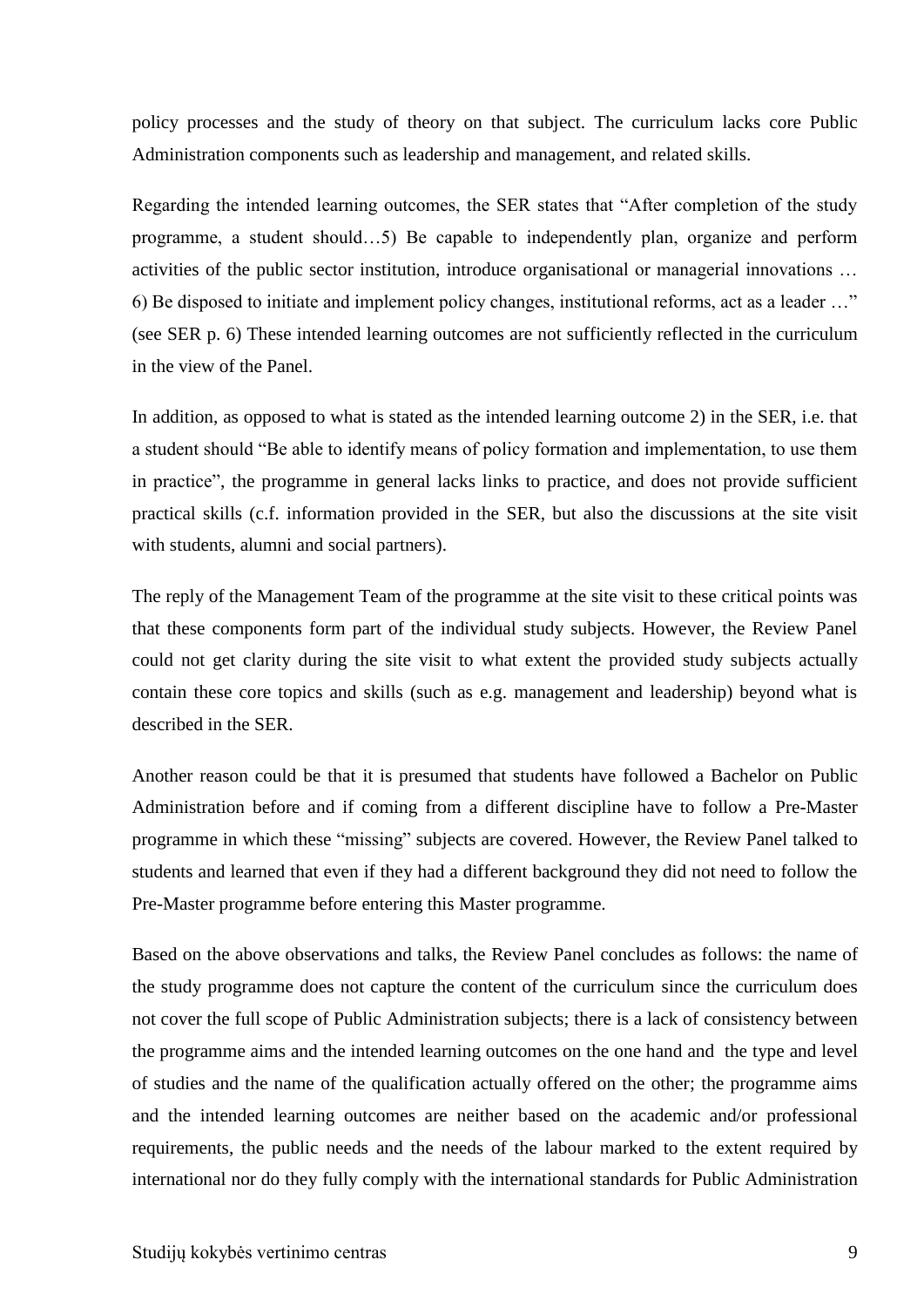policy processes and the study of theory on that subject. The curriculum lacks core Public Administration components such as leadership and management, and related skills.

Regarding the intended learning outcomes, the SER states that "After completion of the study programme, a student should…5) Be capable to independently plan, organize and perform activities of the public sector institution, introduce organisational or managerial innovations … 6) Be disposed to initiate and implement policy changes, institutional reforms, act as a leader …" (see SER p. 6) These intended learning outcomes are not sufficiently reflected in the curriculum in the view of the Panel.

In addition, as opposed to what is stated as the intended learning outcome 2) in the SER, i.e. that a student should "Be able to identify means of policy formation and implementation, to use them in practice", the programme in general lacks links to practice, and does not provide sufficient practical skills (c.f. information provided in the SER, but also the discussions at the site visit with students, alumni and social partners).

The reply of the Management Team of the programme at the site visit to these critical points was that these components form part of the individual study subjects. However, the Review Panel could not get clarity during the site visit to what extent the provided study subjects actually contain these core topics and skills (such as e.g. management and leadership) beyond what is described in the SER.

Another reason could be that it is presumed that students have followed a Bachelor on Public Administration before and if coming from a different discipline have to follow a Pre-Master programme in which these "missing" subjects are covered. However, the Review Panel talked to students and learned that even if they had a different background they did not need to follow the Pre-Master programme before entering this Master programme.

Based on the above observations and talks, the Review Panel concludes as follows: the name of the study programme does not capture the content of the curriculum since the curriculum does not cover the full scope of Public Administration subjects; there is a lack of consistency between the programme aims and the intended learning outcomes on the one hand and the type and level of studies and the name of the qualification actually offered on the other; the programme aims and the intended learning outcomes are neither based on the academic and/or professional requirements, the public needs and the needs of the labour marked to the extent required by international nor do they fully comply with the international standards for Public Administration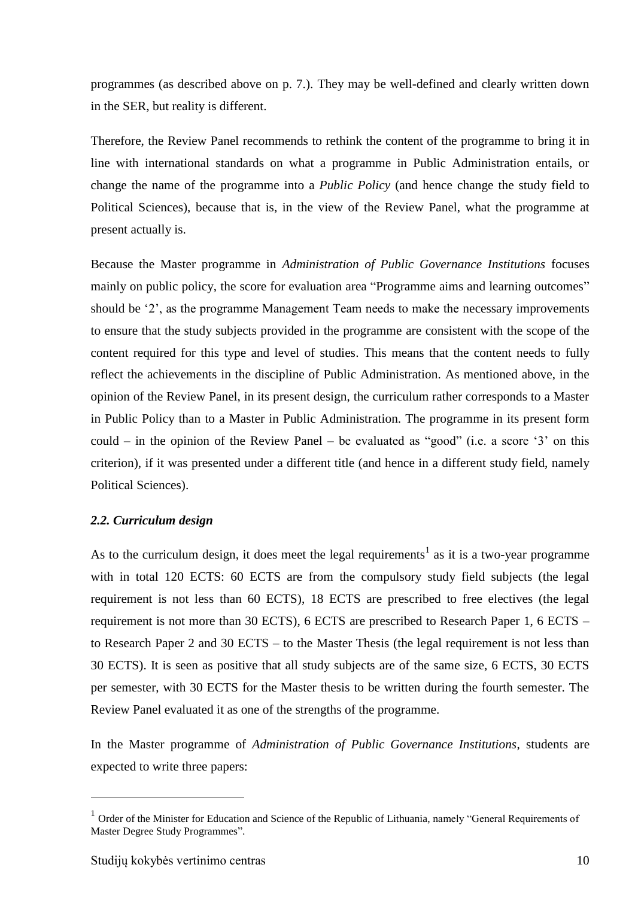programmes (as described above on p. 7.). They may be well-defined and clearly written down in the SER, but reality is different.

Therefore, the Review Panel recommends to rethink the content of the programme to bring it in line with international standards on what a programme in Public Administration entails, or change the name of the programme into a *Public Policy* (and hence change the study field to Political Sciences), because that is, in the view of the Review Panel, what the programme at present actually is.

Because the Master programme in *Administration of Public Governance Institutions* focuses mainly on public policy, the score for evaluation area "Programme aims and learning outcomes" should be '2', as the programme Management Team needs to make the necessary improvements to ensure that the study subjects provided in the programme are consistent with the scope of the content required for this type and level of studies. This means that the content needs to fully reflect the achievements in the discipline of Public Administration. As mentioned above, in the opinion of the Review Panel, in its present design, the curriculum rather corresponds to a Master in Public Policy than to a Master in Public Administration. The programme in its present form could – in the opinion of the Review Panel – be evaluated as "good" (i.e. a score '3' on this criterion), if it was presented under a different title (and hence in a different study field, namely Political Sciences).

### *2.2. Curriculum design*

As to the curriculum design, it does meet the legal requirements[1] as it is a two-year programme with in total 120 ECTS: 60 ECTS are from the compulsory study field subjects (the legal requirement is not less than 60 ECTS), 18 ECTS are prescribed to free electives (the legal requirement is not more than 30 ECTS), 6 ECTS are prescribed to Research Paper 1, 6 ECTS – to Research Paper 2 and 30 ECTS – to the Master Thesis (the legal requirement is not less than 30 ECTS). It is seen as positive that all study subjects are of the same size, 6 ECTS, 30 ECTS per semester, with 30 ECTS for the Master thesis to be written during the fourth semester. The Review Panel evaluated it as one of the strengths of the programme.

In the Master programme of *Administration of Public Governance Institutions*, students are expected to write three papers:

[1] Order of the Minister for Education and Science of the Republic of Lithuania, namely "General Requirements of Master Degree Study Programmes".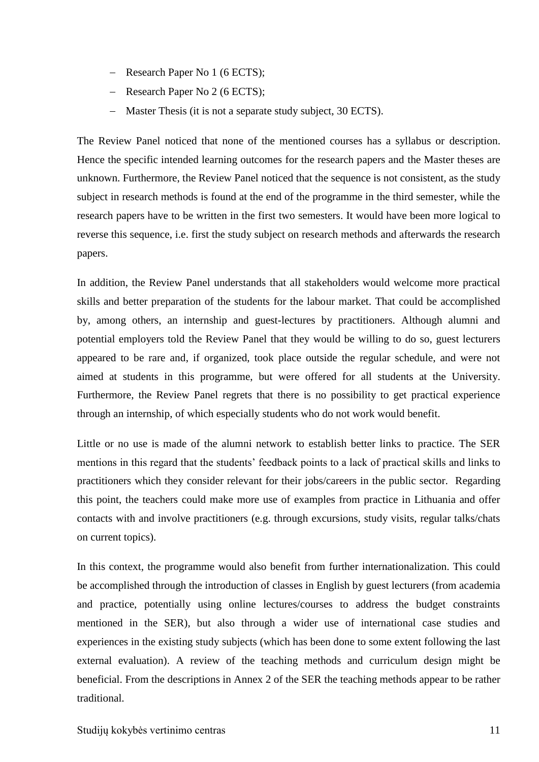- Research Paper No 1 (6 ECTS);
- Research Paper No 2 (6 ECTS);
- Master Thesis (it is not a separate study subject, 30 ECTS).

The Review Panel noticed that none of the mentioned courses has a syllabus or description. Hence the specific intended learning outcomes for the research papers and the Master theses are unknown. Furthermore, the Review Panel noticed that the sequence is not consistent, as the study subject in research methods is found at the end of the programme in the third semester, while the research papers have to be written in the first two semesters. It would have been more logical to reverse this sequence, i.e. first the study subject on research methods and afterwards the research papers.

In addition, the Review Panel understands that all stakeholders would welcome more practical skills and better preparation of the students for the labour market. That could be accomplished by, among others, an internship and guest-lectures by practitioners. Although alumni and potential employers told the Review Panel that they would be willing to do so, guest lecturers appeared to be rare and, if organized, took place outside the regular schedule, and were not aimed at students in this programme, but were offered for all students at the University. Furthermore, the Review Panel regrets that there is no possibility to get practical experience through an internship, of which especially students who do not work would benefit.

Little or no use is made of the alumni network to establish better links to practice. The SER mentions in this regard that the students' feedback points to a lack of practical skills and links to practitioners which they consider relevant for their jobs/careers in the public sector. Regarding this point, the teachers could make more use of examples from practice in Lithuania and offer contacts with and involve practitioners (e.g. through excursions, study visits, regular talks/chats on current topics).

In this context, the programme would also benefit from further internationalization. This could be accomplished through the introduction of classes in English by guest lecturers (from academia and practice, potentially using online lectures/courses to address the budget constraints mentioned in the SER), but also through a wider use of international case studies and experiences in the existing study subjects (which has been done to some extent following the last external evaluation). A review of the teaching methods and curriculum design might be beneficial. From the descriptions in Annex 2 of the SER the teaching methods appear to be rather traditional.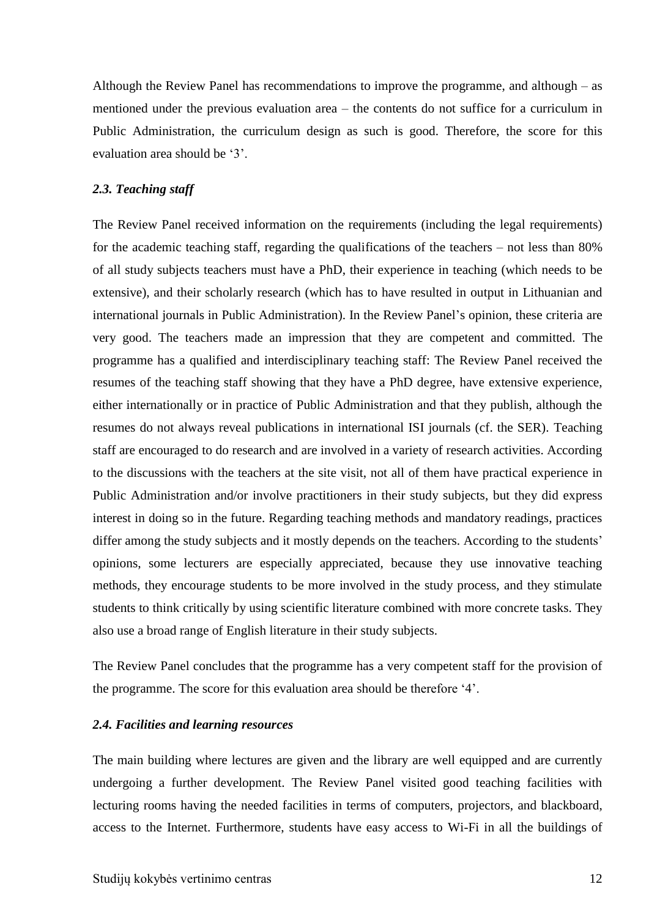Although the Review Panel has recommendations to improve the programme, and although – as mentioned under the previous evaluation area – the contents do not suffice for a curriculum in Public Administration, the curriculum design as such is good. Therefore, the score for this evaluation area should be '3'.

### *2.3. Teaching staff*

The Review Panel received information on the requirements (including the legal requirements) for the academic teaching staff, regarding the qualifications of the teachers – not less than 80% of all study subjects teachers must have a PhD, their experience in teaching (which needs to be extensive), and their scholarly research (which has to have resulted in output in Lithuanian and international journals in Public Administration). In the Review Panel's opinion, these criteria are very good. The teachers made an impression that they are competent and committed. The programme has a qualified and interdisciplinary teaching staff: The Review Panel received the resumes of the teaching staff showing that they have a PhD degree, have extensive experience, either internationally or in practice of Public Administration and that they publish, although the resumes do not always reveal publications in international ISI journals (cf. the SER). Teaching staff are encouraged to do research and are involved in a variety of research activities. According to the discussions with the teachers at the site visit, not all of them have practical experience in Public Administration and/or involve practitioners in their study subjects, but they did express interest in doing so in the future. Regarding teaching methods and mandatory readings, practices differ among the study subjects and it mostly depends on the teachers. According to the students' opinions, some lecturers are especially appreciated, because they use innovative teaching methods, they encourage students to be more involved in the study process, and they stimulate students to think critically by using scientific literature combined with more concrete tasks. They also use a broad range of English literature in their study subjects.

The Review Panel concludes that the programme has a very competent staff for the provision of the programme. The score for this evaluation area should be therefore '4'.

### *2.4. Facilities and learning resources*

The main building where lectures are given and the library are well equipped and are currently undergoing a further development. The Review Panel visited good teaching facilities with lecturing rooms having the needed facilities in terms of computers, projectors, and blackboard, access to the Internet. Furthermore, students have easy access to Wi-Fi in all the buildings of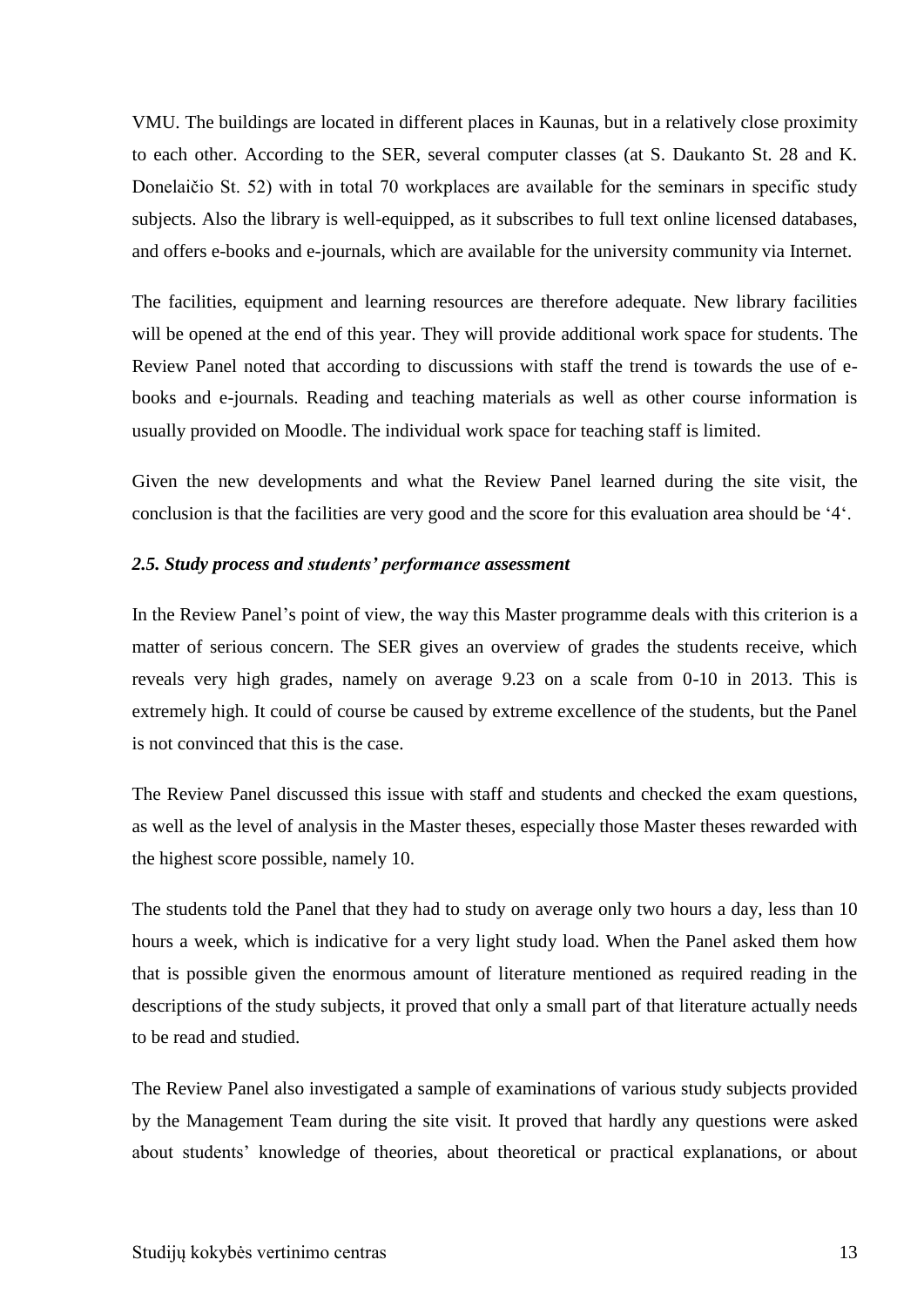VMU. The buildings are located in different places in Kaunas, but in a relatively close proximity to each other. According to the SER, several computer classes (at S. Daukanto St. 28 and K. Donelaičio St. 52) with in total 70 workplaces are available for the seminars in specific study subjects. Also the library is well-equipped, as it subscribes to full text online licensed databases, and offers e-books and e-journals, which are available for the university community via Internet.

The facilities, equipment and learning resources are therefore adequate. New library facilities will be opened at the end of this year. They will provide additional work space for students. The Review Panel noted that according to discussions with staff the trend is towards the use of e-books and e-journals. Reading and teaching materials as well as other course information is usually provided on Moodle. The individual work space for teaching staff is limited.

Given the new developments and what the Review Panel learned during the site visit, the conclusion is that the facilities are very good and the score for this evaluation area should be '4'.

### *2.5. Study process and students' performance assessment*

In the Review Panel's point of view, the way this Master programme deals with this criterion is a matter of serious concern. The SER gives an overview of grades the students receive, which reveals very high grades, namely on average 9.23 on a scale from 0-10 in 2013. This is extremely high. It could of course be caused by extreme excellence of the students, but the Panel is not convinced that this is the case.

The Review Panel discussed this issue with staff and students and checked the exam questions, as well as the level of analysis in the Master theses, especially those Master theses rewarded with the highest score possible, namely 10.

The students told the Panel that they had to study on average only two hours a day, less than 10 hours a week, which is indicative for a very light study load. When the Panel asked them how that is possible given the enormous amount of literature mentioned as required reading in the descriptions of the study subjects, it proved that only a small part of that literature actually needs to be read and studied.

The Review Panel also investigated a sample of examinations of various study subjects provided by the Management Team during the site visit. It proved that hardly any questions were asked about students' knowledge of theories, about theoretical or practical explanations, or about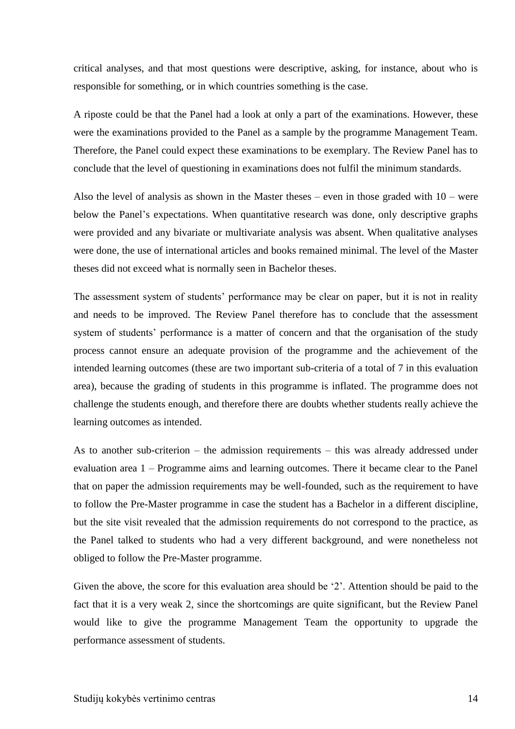critical analyses, and that most questions were descriptive, asking, for instance, about who is responsible for something, or in which countries something is the case.

A riposte could be that the Panel had a look at only a part of the examinations. However, these were the examinations provided to the Panel as a sample by the programme Management Team. Therefore, the Panel could expect these examinations to be exemplary. The Review Panel has to conclude that the level of questioning in examinations does not fulfil the minimum standards.

Also the level of analysis as shown in the Master theses – even in those graded with 10 – were below the Panel's expectations. When quantitative research was done, only descriptive graphs were provided and any bivariate or multivariate analysis was absent. When qualitative analyses were done, the use of international articles and books remained minimal. The level of the Master theses did not exceed what is normally seen in Bachelor theses.

The assessment system of students' performance may be clear on paper, but it is not in reality and needs to be improved. The Review Panel therefore has to conclude that the assessment system of students' performance is a matter of concern and that the organisation of the study process cannot ensure an adequate provision of the programme and the achievement of the intended learning outcomes (these are two important sub-criteria of a total of 7 in this evaluation area), because the grading of students in this programme is inflated. The programme does not challenge the students enough, and therefore there are doubts whether students really achieve the learning outcomes as intended.

As to another sub-criterion – the admission requirements – this was already addressed under evaluation area 1 – Programme aims and learning outcomes. There it became clear to the Panel that on paper the admission requirements may be well-founded, such as the requirement to have to follow the Pre-Master programme in case the student has a Bachelor in a different discipline, but the site visit revealed that the admission requirements do not correspond to the practice, as the Panel talked to students who had a very different background, and were nonetheless not obliged to follow the Pre-Master programme.

Given the above, the score for this evaluation area should be '2'. Attention should be paid to the fact that it is a very weak 2, since the shortcomings are quite significant, but the Review Panel would like to give the programme Management Team the opportunity to upgrade the performance assessment of students.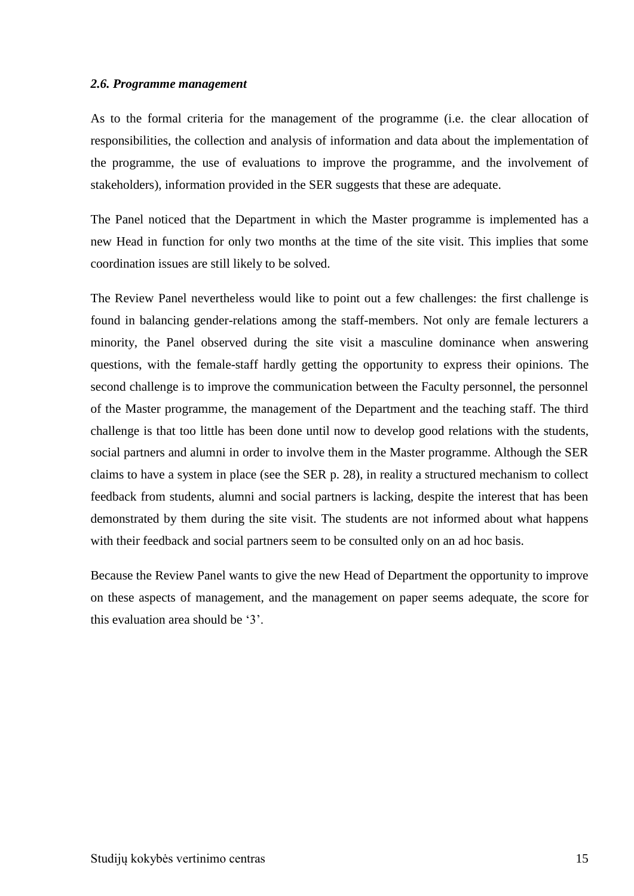### *2.6. Programme management*

As to the formal criteria for the management of the programme (i.e. the clear allocation of responsibilities, the collection and analysis of information and data about the implementation of the programme, the use of evaluations to improve the programme, and the involvement of stakeholders), information provided in the SER suggests that these are adequate.

The Panel noticed that the Department in which the Master programme is implemented has a new Head in function for only two months at the time of the site visit. This implies that some coordination issues are still likely to be solved.

The Review Panel nevertheless would like to point out a few challenges: the first challenge is found in balancing gender-relations among the staff-members. Not only are female lecturers a minority, the Panel observed during the site visit a masculine dominance when answering questions, with the female-staff hardly getting the opportunity to express their opinions. The second challenge is to improve the communication between the Faculty personnel, the personnel of the Master programme, the management of the Department and the teaching staff. The third challenge is that too little has been done until now to develop good relations with the students, social partners and alumni in order to involve them in the Master programme. Although the SER claims to have a system in place (see the SER p. 28), in reality a structured mechanism to collect feedback from students, alumni and social partners is lacking, despite the interest that has been demonstrated by them during the site visit. The students are not informed about what happens with their feedback and social partners seem to be consulted only on an ad hoc basis.

Because the Review Panel wants to give the new Head of Department the opportunity to improve on these aspects of management, and the management on paper seems adequate, the score for this evaluation area should be '3'.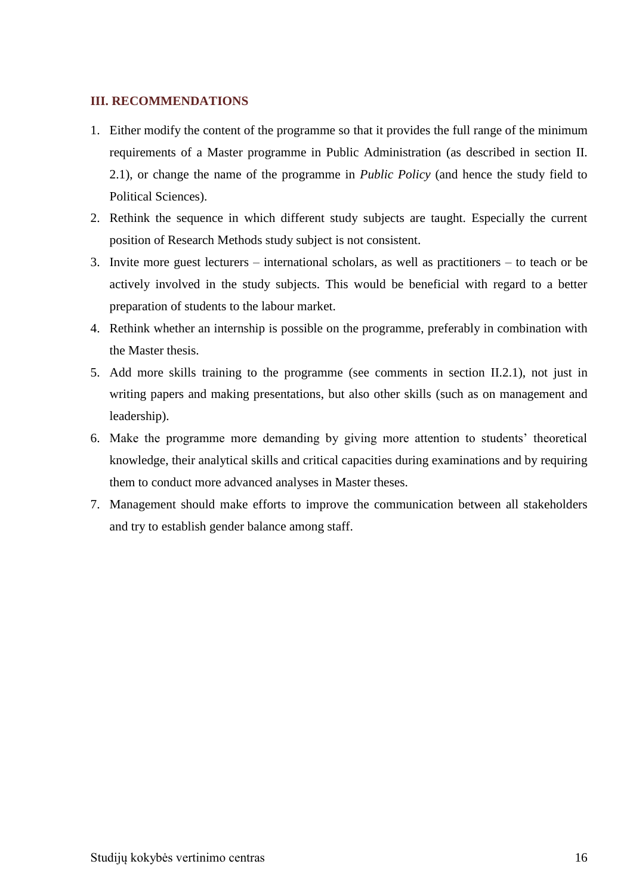## III. RECOMMENDATIONS

1. Either modify the content of the programme so that it provides the full range of the minimum requirements of a Master programme in Public Administration (as described in section II. 2.1), or change the name of the programme in *Public Policy* (and hence the study field to Political Sciences).
2. Rethink the sequence in which different study subjects are taught. Especially the current position of Research Methods study subject is not consistent.
3. Invite more guest lecturers – international scholars, as well as practitioners – to teach or be actively involved in the study subjects. This would be beneficial with regard to a better preparation of students to the labour market.
4. Rethink whether an internship is possible on the programme, preferably in combination with the Master thesis.
5. Add more skills training to the programme (see comments in section II.2.1), not just in writing papers and making presentations, but also other skills (such as on management and leadership).
6. Make the programme more demanding by giving more attention to students' theoretical knowledge, their analytical skills and critical capacities during examinations and by requiring them to conduct more advanced analyses in Master theses.
7. Management should make efforts to improve the communication between all stakeholders and try to establish gender balance among staff.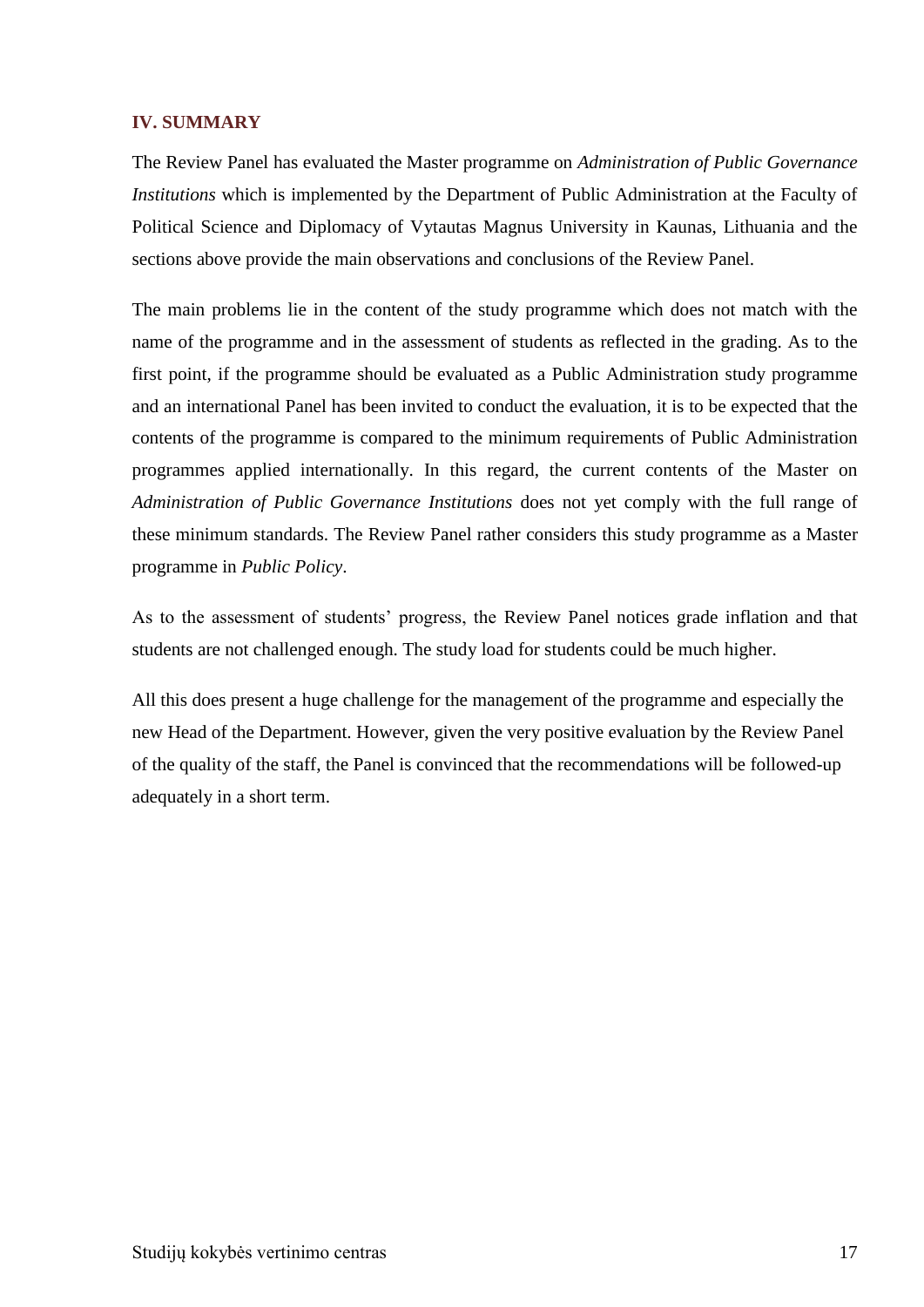## IV. SUMMARY

The Review Panel has evaluated the Master programme on *Administration of Public Governance Institutions* which is implemented by the Department of Public Administration at the Faculty of Political Science and Diplomacy of Vytautas Magnus University in Kaunas, Lithuania and the sections above provide the main observations and conclusions of the Review Panel.

The main problems lie in the content of the study programme which does not match with the name of the programme and in the assessment of students as reflected in the grading. As to the first point, if the programme should be evaluated as a Public Administration study programme and an international Panel has been invited to conduct the evaluation, it is to be expected that the contents of the programme is compared to the minimum requirements of Public Administration programmes applied internationally. In this regard, the current contents of the Master on *Administration of Public Governance Institutions* does not yet comply with the full range of these minimum standards. The Review Panel rather considers this study programme as a Master programme in *Public Policy*.

As to the assessment of students' progress, the Review Panel notices grade inflation and that students are not challenged enough. The study load for students could be much higher.

All this does present a huge challenge for the management of the programme and especially the new Head of the Department. However, given the very positive evaluation by the Review Panel of the quality of the staff, the Panel is convinced that the recommendations will be followed-up adequately in a short term.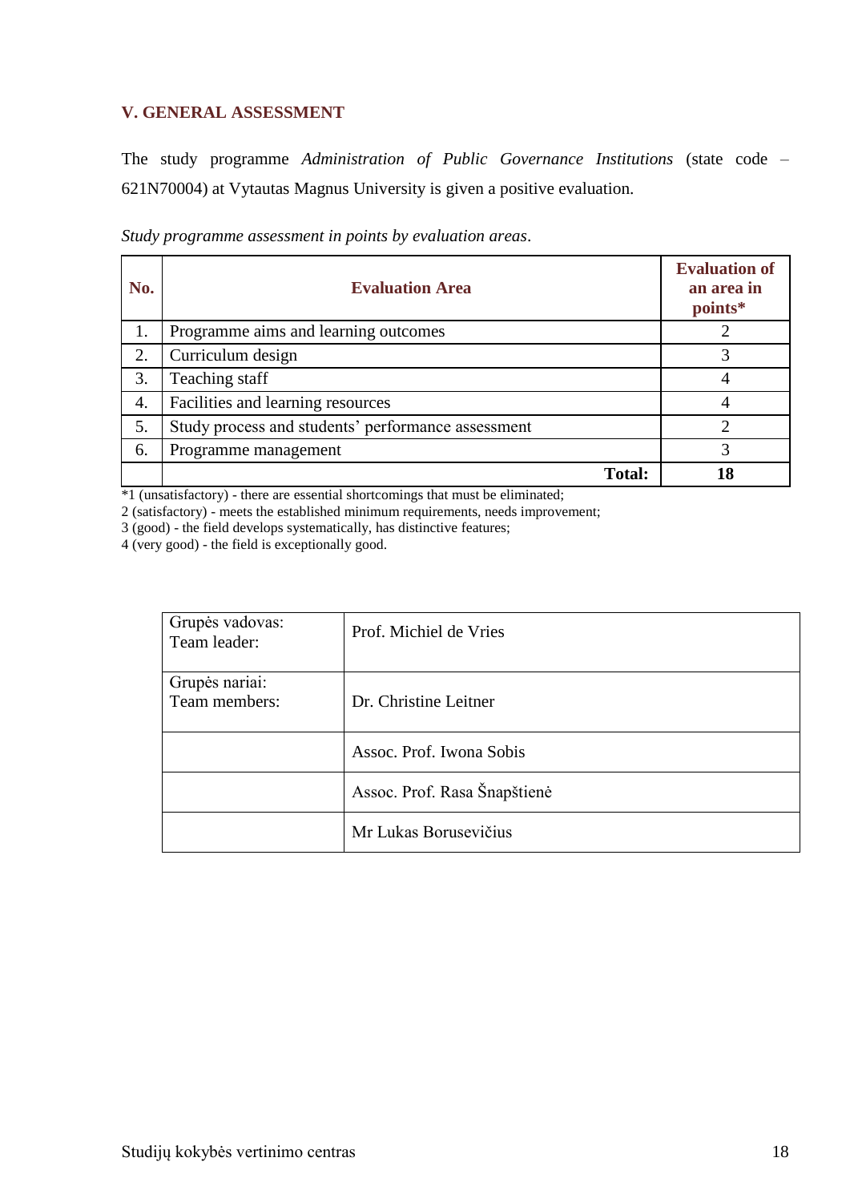## V. GENERAL ASSESSMENT

The study programme *Administration of Public Governance Institutions* (state code – 621N70004) at Vytautas Magnus University is given a positive evaluation.

*Study programme assessment in points by evaluation areas*.

| No. | Evaluation Area | Evaluation of an area in points* |
|---|---|---|
| 1. | Programme aims and learning outcomes | 2 |
| 2. | Curriculum design | 3 |
| 3. | Teaching staff | 4 |
| 4. | Facilities and learning resources | 4 |
| 5. | Study process and students' performance assessment | 2 |
| 6. | Programme management | 3 |
| | **Total:** | **18** |

*1 (unsatisfactory) - there are essential shortcomings that must be eliminated;
2 (satisfactory) - meets the established minimum requirements, needs improvement;
3 (good) - the field develops systematically, has distinctive features;
4 (very good) - the field is exceptionally good.

| | |
|---|---|
| Grupės vadovas:<br>Team leader: | Prof. Michiel de Vries |
| Grupės nariai:<br>Team members: | Dr. Christine Leitner |
| | Assoc. Prof. Iwona Sobis |
| | Assoc. Prof. Rasa Šnapštienė |
| | Mr Lukas Borusevičius |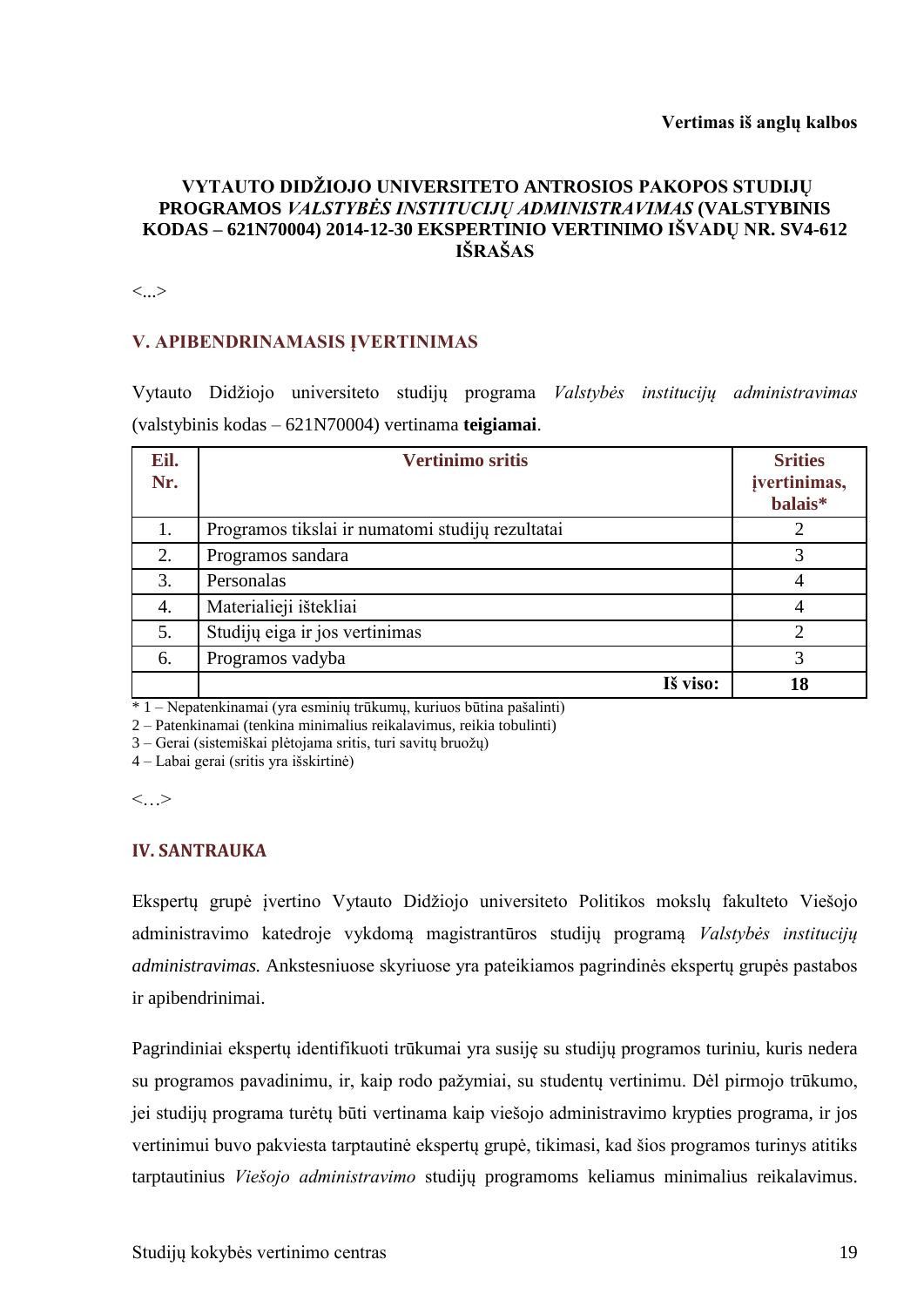**Vertimas iš anglų kalbos**

**VYTAUTO DIDŽIOJO UNIVERSITETO ANTROSIOS PAKOPOS STUDIJŲ PROGRAMOS *VALSTYBĖS INSTITUCIJŲ ADMINISTRAVIMAS* (VALSTYBINIS KODAS – 621N70004) 2014-12-30 EKSPERTINIO VERTINIMO IŠVADŲ NR. SV4-612 IŠRAŠAS**

<...>

## V. APIBENDRINAMASIS ĮVERTINIMAS

Vytauto Didžiojo universiteto studijų programa *Valstybės institucijų administravimas* (valstybinis kodas – 621N70004) vertinama **teigiamai**.

| Eil. Nr. | Vertinimo sritis | Srities įvertinimas, balais* |
|---|---|---|
| 1. | Programos tikslai ir numatomi studijų rezultatai | 2 |
| 2. | Programos sandara | 3 |
| 3. | Personalas | 4 |
| 4. | Materialieji ištekliai | 4 |
| 5. | Studijų eiga ir jos vertinimas | 2 |
| 6. | Programos vadyba | 3 |
| | **Iš viso:** | **18** |

\* 1 – Nepatenkinamai (yra esminių trūkumų, kuriuos būtina pašalinti)
2 – Patenkinamai (tenkina minimalius reikalavimus, reikia tobulinti)
3 – Gerai (sistemiškai plėtojama sritis, turi savitų bruožų)
4 – Labai gerai (sritis yra išskirtinė)

<…>

## IV. SANTRAUKA

Ekspertų grupė įvertino Vytauto Didžiojo universiteto Politikos mokslų fakulteto Viešojo administravimo katedroje vykdomą magistrantūros studijų programą *Valstybės institucijų administravimas.* Ankstesniuose skyriuose yra pateikiamos pagrindinės ekspertų grupės pastabos ir apibendrinimai.

Pagrindiniai ekspertų identifikuoti trūkumai yra susiję su studijų programos turiniu, kuris nedera su programos pavadinimu, ir, kaip rodo pažymiai, su studentų vertinimu. Dėl pirmojo trūkumo, jei studijų programa turėtų būti vertinama kaip viešojo administravimo krypties programa, ir jos vertinimui buvo pakviesta tarptautinė ekspertų grupė, tikimasi, kad šios programos turinys atitiks tarptautinius *Viešojo administravimo* studijų programoms keliamus minimalius reikalavimus.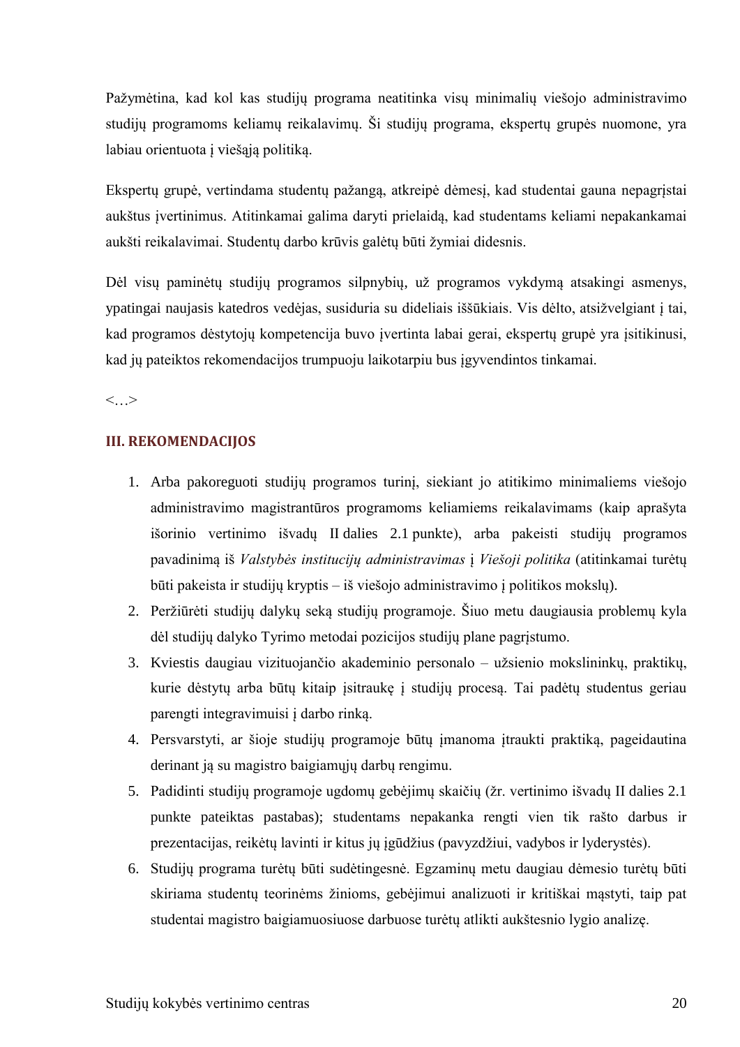Pažymėtina, kad kol kas studijų programa neatitinka visų minimalių viešojo administravimo studijų programoms keliamų reikalavimų. Ši studijų programa, ekspertų grupės nuomone, yra labiau orientuota į viešąją politiką.

Ekspertų grupė, vertindama studentų pažangą, atkreipė dėmesį, kad studentai gauna nepagrįstai aukštus įvertinimus. Atitinkamai galima daryti prielaidą, kad studentams keliami nepakankamai aukšti reikalavimai. Studentų darbo krūvis galėtų būti žymiai didesnis.

Dėl visų paminėtų studijų programos silpnybių, už programos vykdymą atsakingi asmenys, ypatingai naujasis katedros vedėjas, susiduria su dideliais iššūkiais. Vis dėlto, atsižvelgiant į tai, kad programos dėstytojų kompetencija buvo įvertinta labai gerai, ekspertų grupė yra įsitikinusi, kad jų pateiktos rekomendacijos trumpuoju laikotarpiu bus įgyvendintos tinkamai.

<…>

### III. REKOMENDACIJOS

1. Arba pakoreguoti studijų programos turinį, siekiant jo atitikimo minimaliems viešojo administravimo magistrantūros programoms keliamiems reikalavimams (kaip aprašyta išorinio vertinimo išvadų II dalies 2.1 punkte), arba pakeisti studijų programos pavadinimą iš *Valstybės institucijų administravimas* į *Viešoji politika* (atitinkamai turėtų būti pakeista ir studijų kryptis – iš viešojo administravimo į politikos mokslų).
2. Peržiūrėti studijų dalykų seką studijų programoje. Šiuo metu daugiausia problemų kyla dėl studijų dalyko Tyrimo metodai pozicijos studijų plane pagrįstumo.
3. Kviestis daugiau vizituojančio akademinio personalo – užsienio mokslininkų, praktikų, kurie dėstytų arba būtų kitaip įsitraukę į studijų procesą. Tai padėtų studentus geriau parengti integravimuisi į darbo rinką.
4. Persvarstyti, ar šioje studijų programoje būtų įmanoma įtraukti praktiką, pageidautina derinant ją su magistro baigiamųjų darbų rengimu.
5. Padidinti studijų programoje ugdomų gebėjimų skaičių (žr. vertinimo išvadų II dalies 2.1 punkte pateiktas pastabas); studentams nepakanka rengti vien tik rašto darbus ir prezentacijas, reikėtų lavinti ir kitus jų įgūdžius (pavyzdžiui, vadybos ir lyderystės).
6. Studijų programa turėtų būti sudėtingesnė. Egzaminų metu daugiau dėmesio turėtų būti skiriama studentų teorinėms žinioms, gebėjimui analizuoti ir kritiškai mąstyti, taip pat studentai magistro baigiamuosiuose darbuose turėtų atlikti aukštesnio lygio analizę.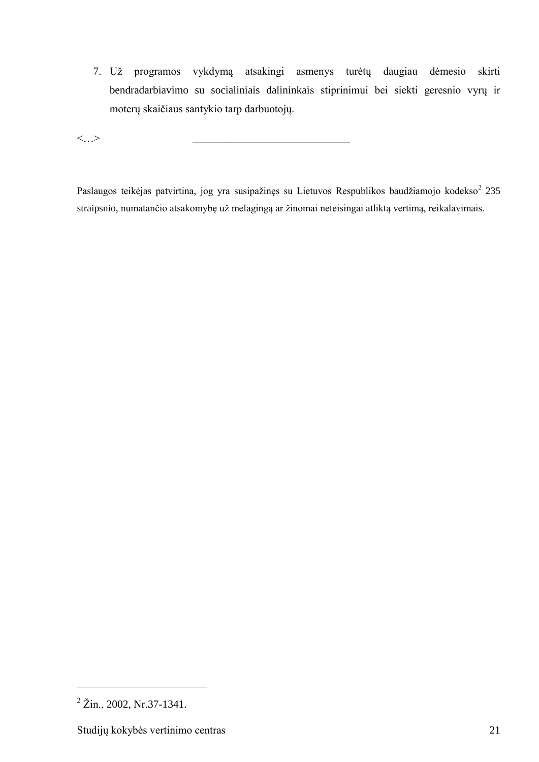7. Už programos vykdymą atsakingi asmenys turėtų daugiau dėmesio skirti bendradarbiavimo su socialiniais dalininkais stiprinimui bei siekti geresnio vyrų ir moterų skaičiaus santykio tarp darbuotojų.

<…> ______________________________

Paslaugos teikėjas patvirtina, jog yra susipažinęs su Lietuvos Respublikos baudžiamojo kodekso[2] 235 straipsnio, numatančio atsakomybę už melagingą ar žinomai neteisingai atliktą vertimą, reikalavimais.

---

[2] Žin., 2002, Nr.37-1341.